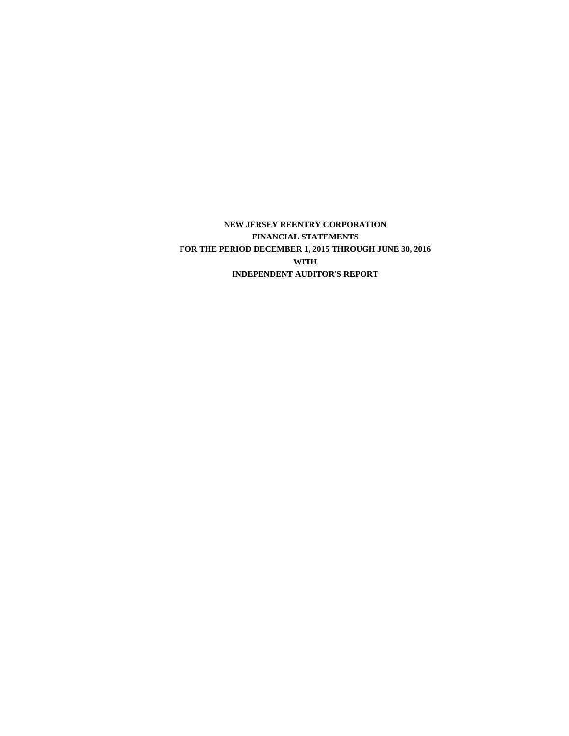**NEW JERSEY REENTRY CORPORATION**

**FINANCIAL STATEMENTS**

**FOR THE PERIOD DECEMBER 1, 2015 THROUGH JUNE 30, 2016**

**WITH**

**INDEPENDENT AUDITOR'S REPORT**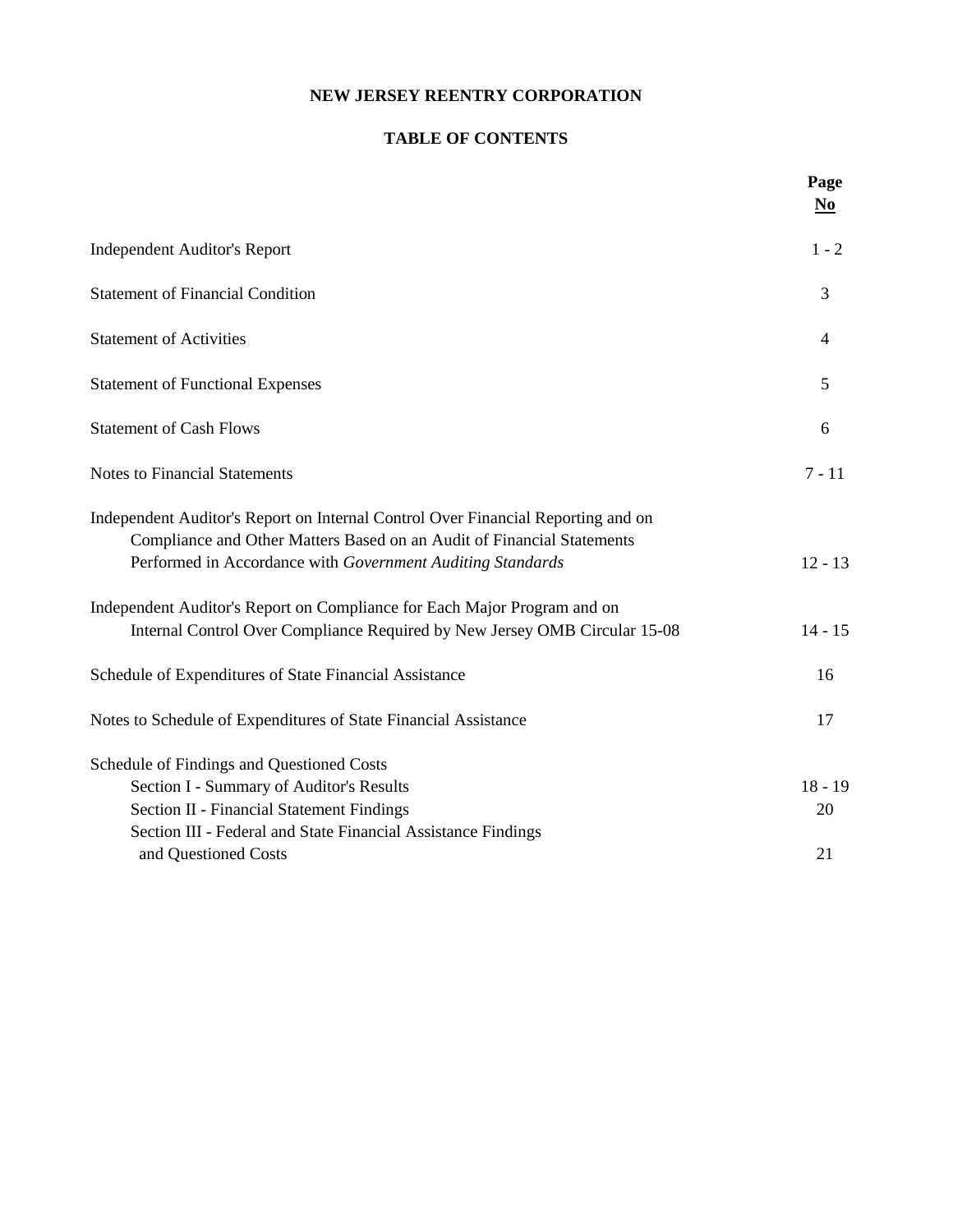# NEW JERSEY REENTRY CORPORATION

## TABLE OF CONTENTS

| | Page No |
|---|---|
| Independent Auditor's Report | 1 - 2 |
| Statement of Financial Condition | 3 |
| Statement of Activities | 4 |
| Statement of Functional Expenses | 5 |
| Statement of Cash Flows | 6 |
| Notes to Financial Statements | 7 - 11 |
| Independent Auditor's Report on Internal Control Over Financial Reporting and on Compliance and Other Matters Based on an Audit of Financial Statements Performed in Accordance with *Government Auditing Standards* | 12 - 13 |
| Independent Auditor's Report on Compliance for Each Major Program and on Internal Control Over Compliance Required by New Jersey OMB Circular 15-08 | 14 - 15 |
| Schedule of Expenditures of State Financial Assistance | 16 |
| Notes to Schedule of Expenditures of State Financial Assistance | 17 |
| Schedule of Findings and Questioned Costs | |
| Section I - Summary of Auditor's Results | 18 - 19 |
| Section II - Financial Statement Findings | 20 |
| Section III - Federal and State Financial Assistance Findings and Questioned Costs | 21 |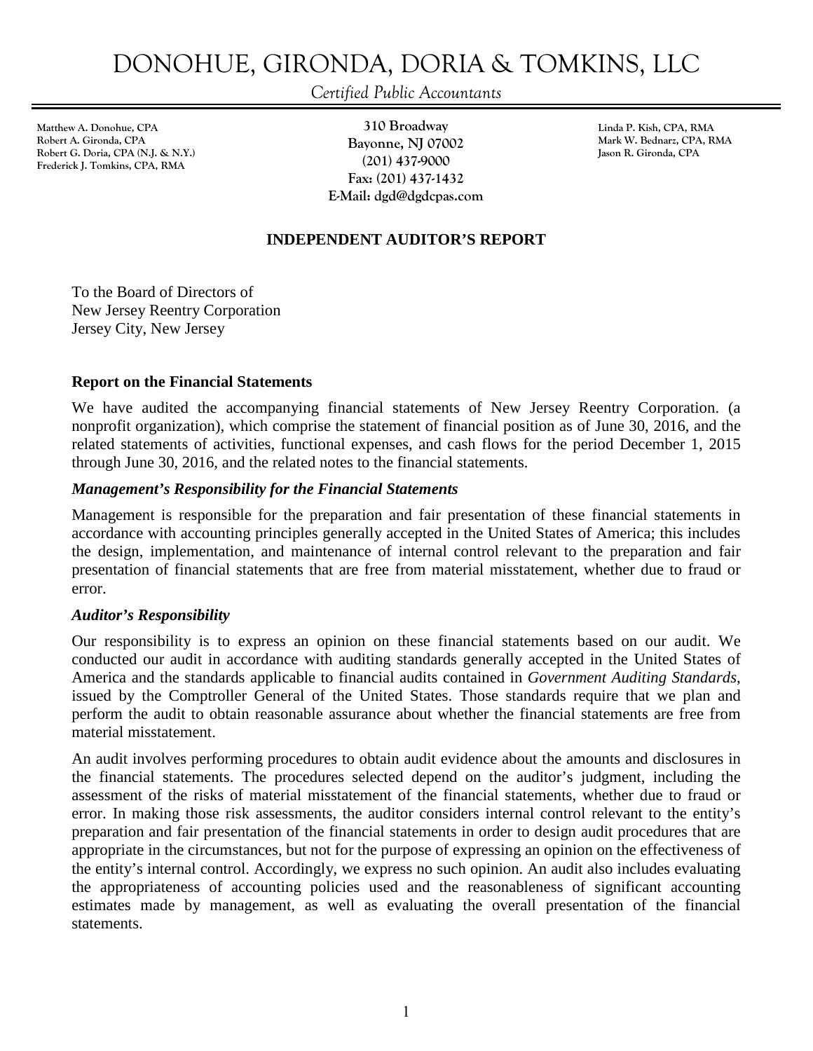# DONOHUE, GIRONDA, DORIA & TOMKINS, LLC

*Certified Public Accountants*

Matthew A. Donohue, CPA
Robert A. Gironda, CPA
Robert G. Doria, CPA (N.J. & N.Y.)
Frederick J. Tomkins, CPA, RMA

310 Broadway
Bayonne, NJ 07002
(201) 437-9000
Fax: (201) 437-1432
E-Mail: dgd@dgdcpas.com

Linda P. Kish, CPA, RMA
Mark W. Bednarz, CPA, RMA
Jason R. Gironda, CPA

## INDEPENDENT AUDITOR'S REPORT

To the Board of Directors of
New Jersey Reentry Corporation
Jersey City, New Jersey

### Report on the Financial Statements

We have audited the accompanying financial statements of New Jersey Reentry Corporation. (a nonprofit organization), which comprise the statement of financial position as of June 30, 2016, and the related statements of activities, functional expenses, and cash flows for the period December 1, 2015 through June 30, 2016, and the related notes to the financial statements.

#### *Management's Responsibility for the Financial Statements*

Management is responsible for the preparation and fair presentation of these financial statements in accordance with accounting principles generally accepted in the United States of America; this includes the design, implementation, and maintenance of internal control relevant to the preparation and fair presentation of financial statements that are free from material misstatement, whether due to fraud or error.

#### *Auditor's Responsibility*

Our responsibility is to express an opinion on these financial statements based on our audit. We conducted our audit in accordance with auditing standards generally accepted in the United States of America and the standards applicable to financial audits contained in *Government Auditing Standards*, issued by the Comptroller General of the United States. Those standards require that we plan and perform the audit to obtain reasonable assurance about whether the financial statements are free from material misstatement.

An audit involves performing procedures to obtain audit evidence about the amounts and disclosures in the financial statements. The procedures selected depend on the auditor's judgment, including the assessment of the risks of material misstatement of the financial statements, whether due to fraud or error. In making those risk assessments, the auditor considers internal control relevant to the entity's preparation and fair presentation of the financial statements in order to design audit procedures that are appropriate in the circumstances, but not for the purpose of expressing an opinion on the effectiveness of the entity's internal control. Accordingly, we express no such opinion. An audit also includes evaluating the appropriateness of accounting policies used and the reasonableness of significant accounting estimates made by management, as well as evaluating the overall presentation of the financial statements.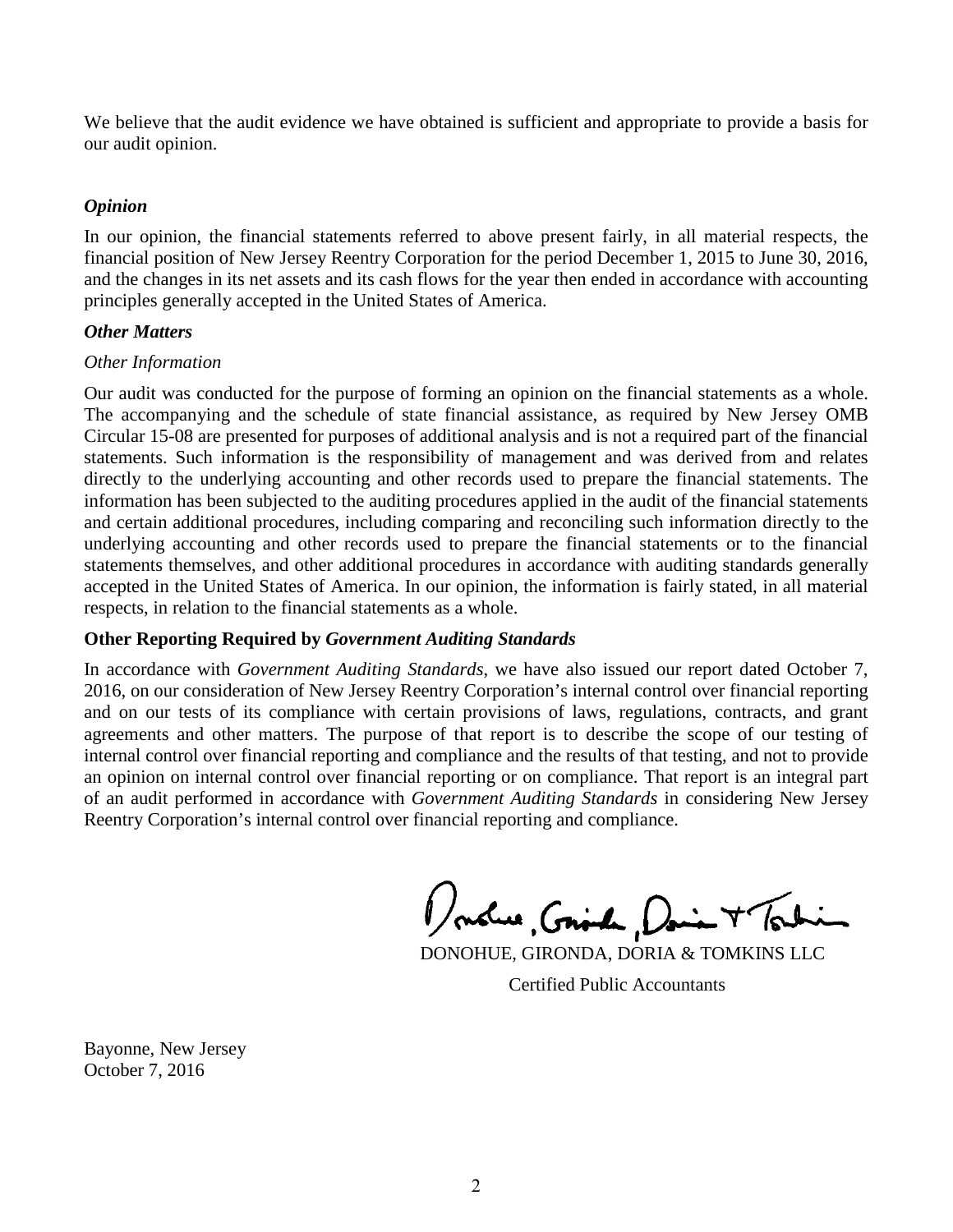We believe that the audit evidence we have obtained is sufficient and appropriate to provide a basis for our audit opinion.

***Opinion***

In our opinion, the financial statements referred to above present fairly, in all material respects, the financial position of New Jersey Reentry Corporation for the period December 1, 2015 to June 30, 2016, and the changes in its net assets and its cash flows for the year then ended in accordance with accounting principles generally accepted in the United States of America.

***Other Matters***

*Other Information*

Our audit was conducted for the purpose of forming an opinion on the financial statements as a whole. The accompanying and the schedule of state financial assistance, as required by New Jersey OMB Circular 15-08 are presented for purposes of additional analysis and is not a required part of the financial statements. Such information is the responsibility of management and was derived from and relates directly to the underlying accounting and other records used to prepare the financial statements. The information has been subjected to the auditing procedures applied in the audit of the financial statements and certain additional procedures, including comparing and reconciling such information directly to the underlying accounting and other records used to prepare the financial statements or to the financial statements themselves, and other additional procedures in accordance with auditing standards generally accepted in the United States of America. In our opinion, the information is fairly stated, in all material respects, in relation to the financial statements as a whole.

**Other Reporting Required by *Government Auditing Standards***

In accordance with *Government Auditing Standards*, we have also issued our report dated October 7, 2016, on our consideration of New Jersey Reentry Corporation's internal control over financial reporting and on our tests of its compliance with certain provisions of laws, regulations, contracts, and grant agreements and other matters. The purpose of that report is to describe the scope of our testing of internal control over financial reporting and compliance and the results of that testing, and not to provide an opinion on internal control over financial reporting or on compliance. That report is an integral part of an audit performed in accordance with *Government Auditing Standards* in considering New Jersey Reentry Corporation's internal control over financial reporting and compliance.

DONOHUE, GIRONDA, DORIA & TOMKINS LLC

Certified Public Accountants

Bayonne, New Jersey
October 7, 2016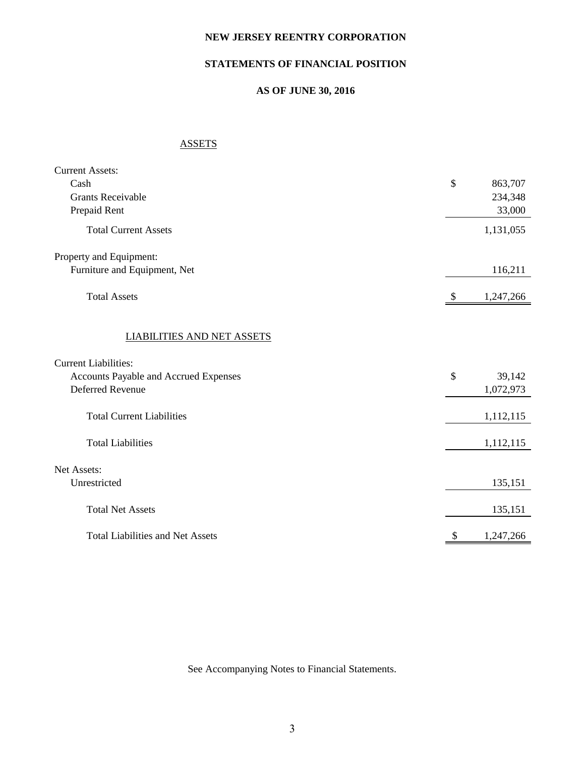# NEW JERSEY REENTRY CORPORATION

## STATEMENTS OF FINANCIAL POSITION

### AS OF JUNE 30, 2016

| | |
|---|---|
| **ASSETS** | |
| Current Assets: | |
| Cash | $ 863,707 |
| Grants Receivable | 234,348 |
| Prepaid Rent | 33,000 |
| Total Current Assets | 1,131,055 |
| Property and Equipment: | |
| Furniture and Equipment, Net | 116,211 |
| Total Assets | $ 1,247,266 |
| **LIABILITIES AND NET ASSETS** | |
| Current Liabilities: | |
| Accounts Payable and Accrued Expenses | $ 39,142 |
| Deferred Revenue | 1,072,973 |
| Total Current Liabilities | 1,112,115 |
| Total Liabilities | 1,112,115 |
| Net Assets: | |
| Unrestricted | 135,151 |
| Total Net Assets | 135,151 |
| Total Liabilities and Net Assets | $ 1,247,266 |

See Accompanying Notes to Financial Statements.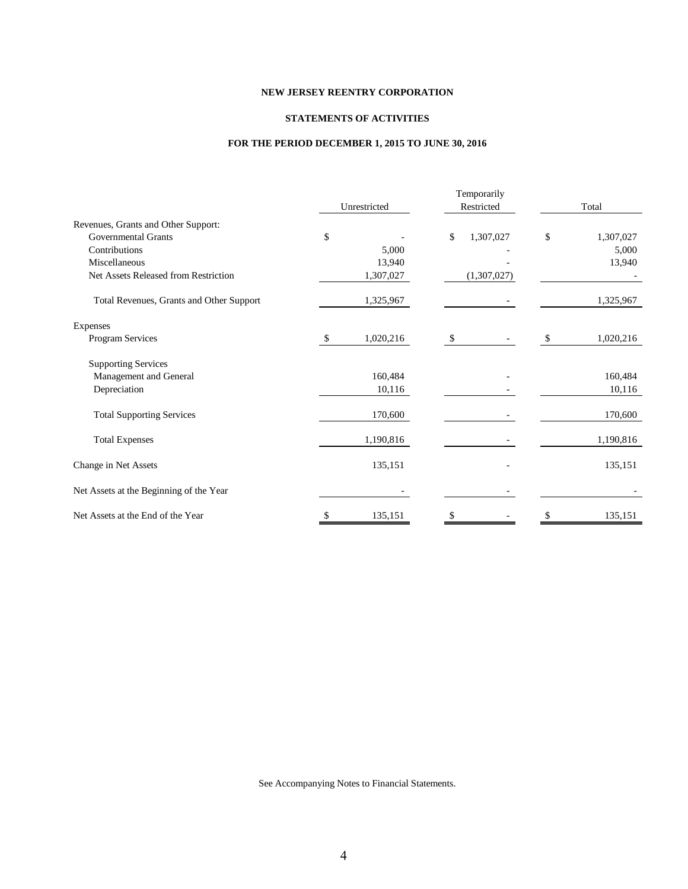**NEW JERSEY REENTRY CORPORATION**

**STATEMENTS OF ACTIVITIES**

**FOR THE PERIOD DECEMBER 1, 2015 TO JUNE 30, 2016**

| | Unrestricted | Temporarily Restricted | Total |
|---|---|---|---|
| Revenues, Grants and Other Support: | | | |
| Governmental Grants | $ - | $ 1,307,027 | $ 1,307,027 |
| Contributions | 5,000 | - | 5,000 |
| Miscellaneous | 13,940 | - | 13,940 |
| Net Assets Released from Restriction | 1,307,027 | (1,307,027) | - |
| Total Revenues, Grants and Other Support | 1,325,967 | - | 1,325,967 |
| Expenses | | | |
| Program Services | $ 1,020,216 | $ - | $ 1,020,216 |
| Supporting Services | | | |
| Management and General | 160,484 | - | 160,484 |
| Depreciation | 10,116 | - | 10,116 |
| Total Supporting Services | 170,600 | - | 170,600 |
| Total Expenses | 1,190,816 | - | 1,190,816 |
| Change in Net Assets | 135,151 | - | 135,151 |
| Net Assets at the Beginning of the Year | - | - | - |
| Net Assets at the End of the Year | $ 135,151 | $ - | $ 135,151 |

See Accompanying Notes to Financial Statements.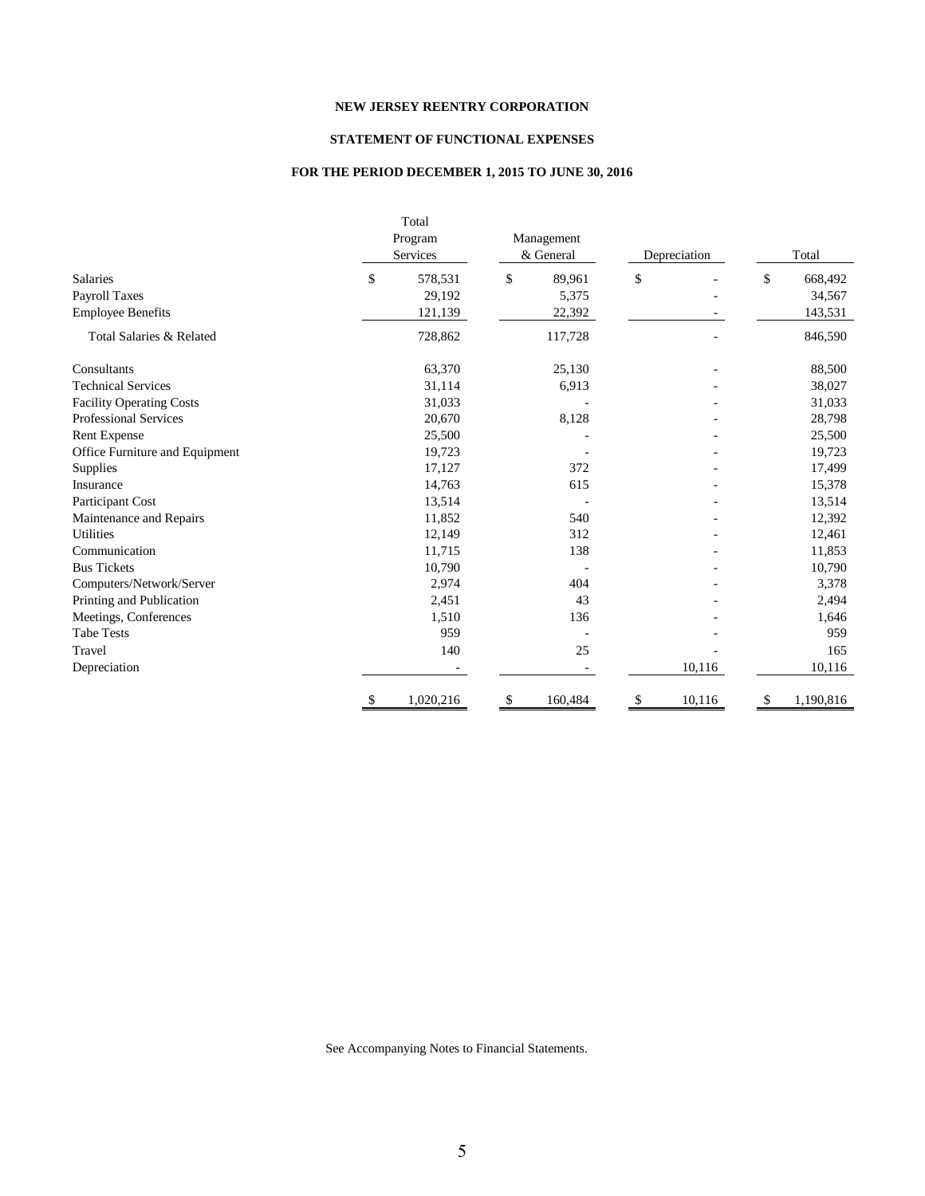**NEW JERSEY REENTRY CORPORATION**

**STATEMENT OF FUNCTIONAL EXPENSES**

**FOR THE PERIOD DECEMBER 1, 2015 TO JUNE 30, 2016**

| | Total Program Services | Management & General | Depreciation | Total |
|---|---|---|---|---|
| Salaries | $ 578,531 | $ 89,961 | $ - | $ 668,492 |
| Payroll Taxes | 29,192 | 5,375 | - | 34,567 |
| Employee Benefits | 121,139 | 22,392 | - | 143,531 |
| Total Salaries & Related | 728,862 | 117,728 | - | 846,590 |
| Consultants | 63,370 | 25,130 | - | 88,500 |
| Technical Services | 31,114 | 6,913 | - | 38,027 |
| Facility Operating Costs | 31,033 | - | - | 31,033 |
| Professional Services | 20,670 | 8,128 | - | 28,798 |
| Rent Expense | 25,500 | - | - | 25,500 |
| Office Furniture and Equipment | 19,723 | - | - | 19,723 |
| Supplies | 17,127 | 372 | - | 17,499 |
| Insurance | 14,763 | 615 | - | 15,378 |
| Participant Cost | 13,514 | - | - | 13,514 |
| Maintenance and Repairs | 11,852 | 540 | - | 12,392 |
| Utilities | 12,149 | 312 | - | 12,461 |
| Communication | 11,715 | 138 | - | 11,853 |
| Bus Tickets | 10,790 | - | - | 10,790 |
| Computers/Network/Server | 2,974 | 404 | - | 3,378 |
| Printing and Publication | 2,451 | 43 | - | 2,494 |
| Meetings, Conferences | 1,510 | 136 | - | 1,646 |
| Tabe Tests | 959 | - | - | 959 |
| Travel | 140 | 25 | - | 165 |
| Depreciation | - | - | 10,116 | 10,116 |
| | $ 1,020,216 | $ 160,484 | $ 10,116 | $ 1,190,816 |

See Accompanying Notes to Financial Statements.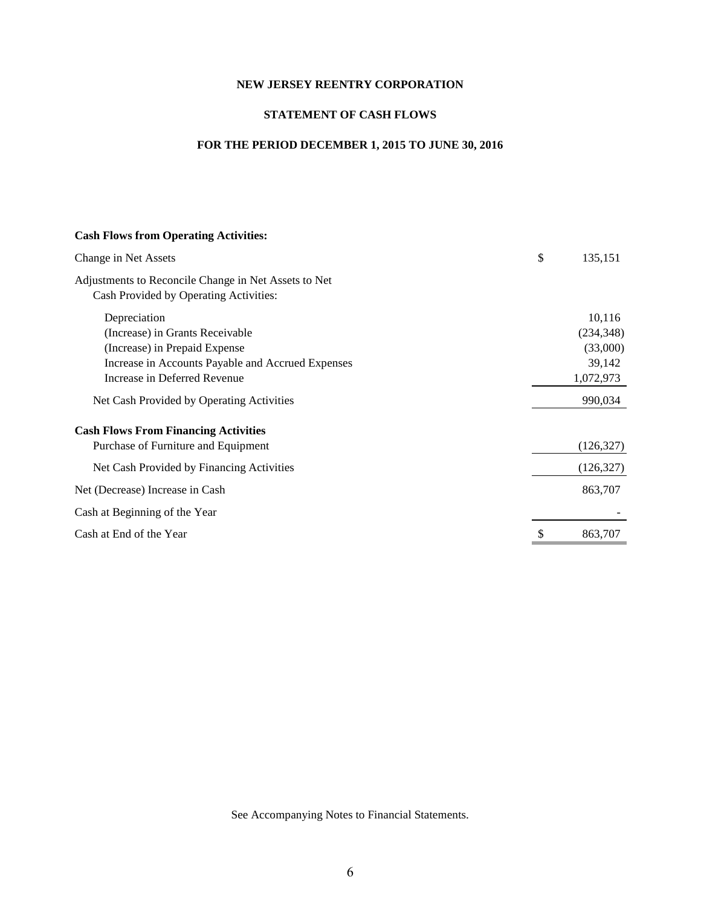**NEW JERSEY REENTRY CORPORATION**

**STATEMENT OF CASH FLOWS**

**FOR THE PERIOD DECEMBER 1, 2015 TO JUNE 30, 2016**

| | |
|---|---|
| **Cash Flows from Operating Activities:** | |
| Change in Net Assets | $ 135,151 |
| Adjustments to Reconcile Change in Net Assets to Net Cash Provided by Operating Activities: | |
| Depreciation | 10,116 |
| (Increase) in Grants Receivable | (234,348) |
| (Increase) in Prepaid Expense | (33,000) |
| Increase in Accounts Payable and Accrued Expenses | 39,142 |
| Increase in Deferred Revenue | 1,072,973 |
| Net Cash Provided by Operating Activities | 990,034 |
| **Cash Flows From Financing Activities** | |
| Purchase of Furniture and Equipment | (126,327) |
| Net Cash Provided by Financing Activities | (126,327) |
| Net (Decrease) Increase in Cash | 863,707 |
| Cash at Beginning of the Year | - |
| Cash at End of the Year | $ 863,707 |

See Accompanying Notes to Financial Statements.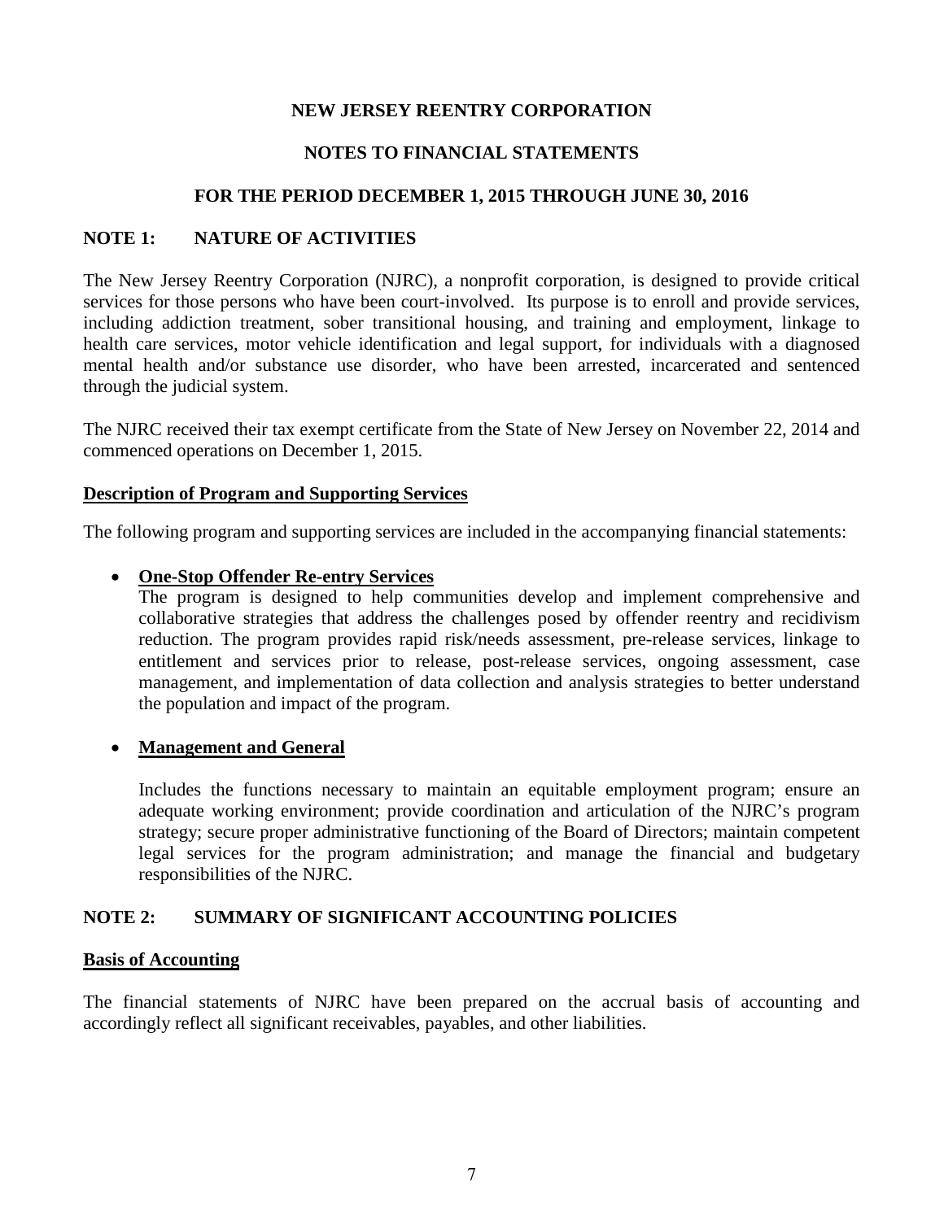# NEW JERSEY REENTRY CORPORATION

## NOTES TO FINANCIAL STATEMENTS

### FOR THE PERIOD DECEMBER 1, 2015 THROUGH JUNE 30, 2016

## NOTE 1: NATURE OF ACTIVITIES

The New Jersey Reentry Corporation (NJRC), a nonprofit corporation, is designed to provide critical services for those persons who have been court-involved. Its purpose is to enroll and provide services, including addiction treatment, sober transitional housing, and training and employment, linkage to health care services, motor vehicle identification and legal support, for individuals with a diagnosed mental health and/or substance use disorder, who have been arrested, incarcerated and sentenced through the judicial system.

The NJRC received their tax exempt certificate from the State of New Jersey on November 22, 2014 and commenced operations on December 1, 2015.

**Description of Program and Supporting Services**

The following program and supporting services are included in the accompanying financial statements:

- **One-Stop Offender Re-entry Services**

  The program is designed to help communities develop and implement comprehensive and collaborative strategies that address the challenges posed by offender reentry and recidivism reduction. The program provides rapid risk/needs assessment, pre-release services, linkage to entitlement and services prior to release, post-release services, ongoing assessment, case management, and implementation of data collection and analysis strategies to better understand the population and impact of the program.

- **Management and General**

  Includes the functions necessary to maintain an equitable employment program; ensure an adequate working environment; provide coordination and articulation of the NJRC's program strategy; secure proper administrative functioning of the Board of Directors; maintain competent legal services for the program administration; and manage the financial and budgetary responsibilities of the NJRC.

## NOTE 2: SUMMARY OF SIGNIFICANT ACCOUNTING POLICIES

**Basis of Accounting**

The financial statements of NJRC have been prepared on the accrual basis of accounting and accordingly reflect all significant receivables, payables, and other liabilities.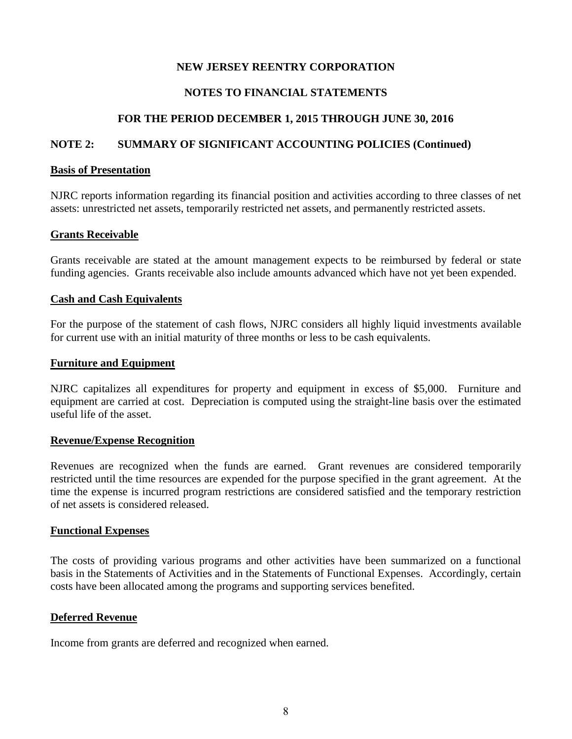**NEW JERSEY REENTRY CORPORATION**

**NOTES TO FINANCIAL STATEMENTS**

**FOR THE PERIOD DECEMBER 1, 2015 THROUGH JUNE 30, 2016**

## NOTE 2: SUMMARY OF SIGNIFICANT ACCOUNTING POLICIES (Continued)

### Basis of Presentation

NJRC reports information regarding its financial position and activities according to three classes of net assets: unrestricted net assets, temporarily restricted net assets, and permanently restricted assets.

### Grants Receivable

Grants receivable are stated at the amount management expects to be reimbursed by federal or state funding agencies. Grants receivable also include amounts advanced which have not yet been expended.

### Cash and Cash Equivalents

For the purpose of the statement of cash flows, NJRC considers all highly liquid investments available for current use with an initial maturity of three months or less to be cash equivalents.

### Furniture and Equipment

NJRC capitalizes all expenditures for property and equipment in excess of $5,000. Furniture and equipment are carried at cost. Depreciation is computed using the straight-line basis over the estimated useful life of the asset.

### Revenue/Expense Recognition

Revenues are recognized when the funds are earned. Grant revenues are considered temporarily restricted until the time resources are expended for the purpose specified in the grant agreement. At the time the expense is incurred program restrictions are considered satisfied and the temporary restriction of net assets is considered released.

### Functional Expenses

The costs of providing various programs and other activities have been summarized on a functional basis in the Statements of Activities and in the Statements of Functional Expenses. Accordingly, certain costs have been allocated among the programs and supporting services benefited.

### Deferred Revenue

Income from grants are deferred and recognized when earned.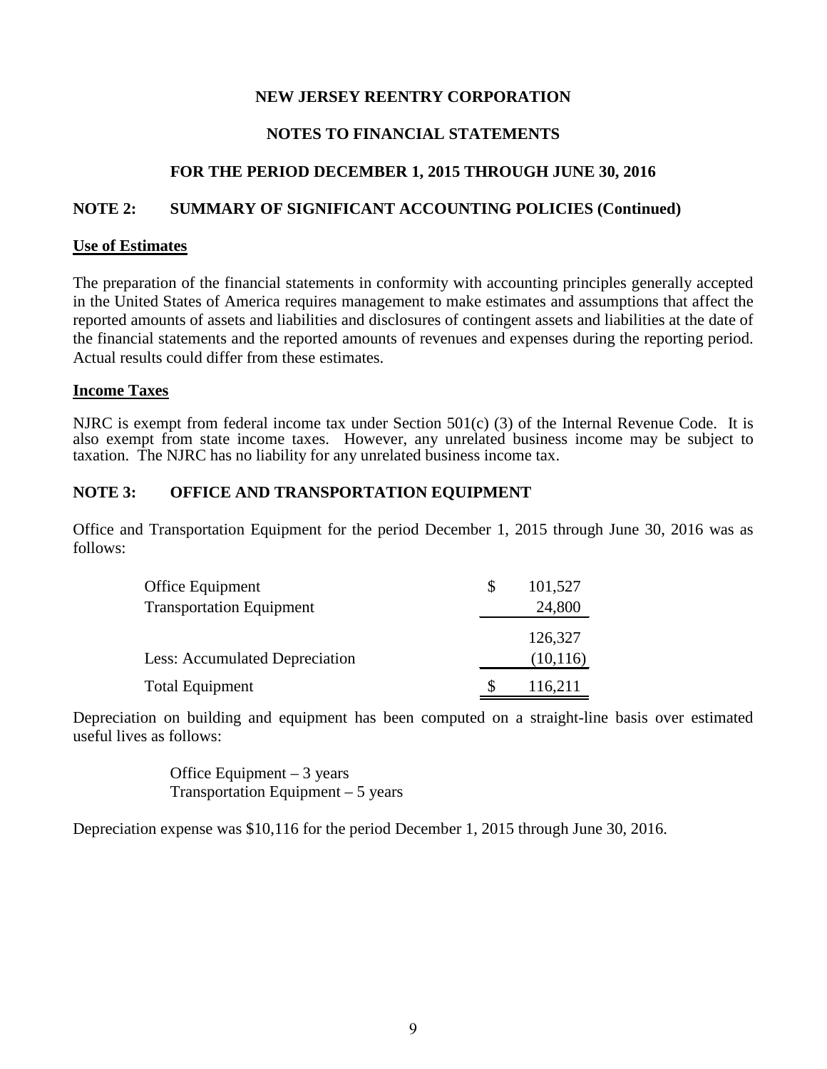# NEW JERSEY REENTRY CORPORATION

## NOTES TO FINANCIAL STATEMENTS

## FOR THE PERIOD DECEMBER 1, 2015 THROUGH JUNE 30, 2016

## NOTE 2: SUMMARY OF SIGNIFICANT ACCOUNTING POLICIES (Continued)

**Use of Estimates**

The preparation of the financial statements in conformity with accounting principles generally accepted in the United States of America requires management to make estimates and assumptions that affect the reported amounts of assets and liabilities and disclosures of contingent assets and liabilities at the date of the financial statements and the reported amounts of revenues and expenses during the reporting period. Actual results could differ from these estimates.

**Income Taxes**

NJRC is exempt from federal income tax under Section 501(c) (3) of the Internal Revenue Code. It is also exempt from state income taxes. However, any unrelated business income may be subject to taxation. The NJRC has no liability for any unrelated business income tax.

## NOTE 3: OFFICE AND TRANSPORTATION EQUIPMENT

Office and Transportation Equipment for the period December 1, 2015 through June 30, 2016 was as follows:

| | |
|---|---|
| Office Equipment | $ 101,527 |
| Transportation Equipment | 24,800 |
| | 126,327 |
| Less: Accumulated Depreciation | (10,116) |
| Total Equipment | $ 116,211 |

Depreciation on building and equipment has been computed on a straight-line basis over estimated useful lives as follows:

Office Equipment – 3 years
Transportation Equipment – 5 years

Depreciation expense was $10,116 for the period December 1, 2015 through June 30, 2016.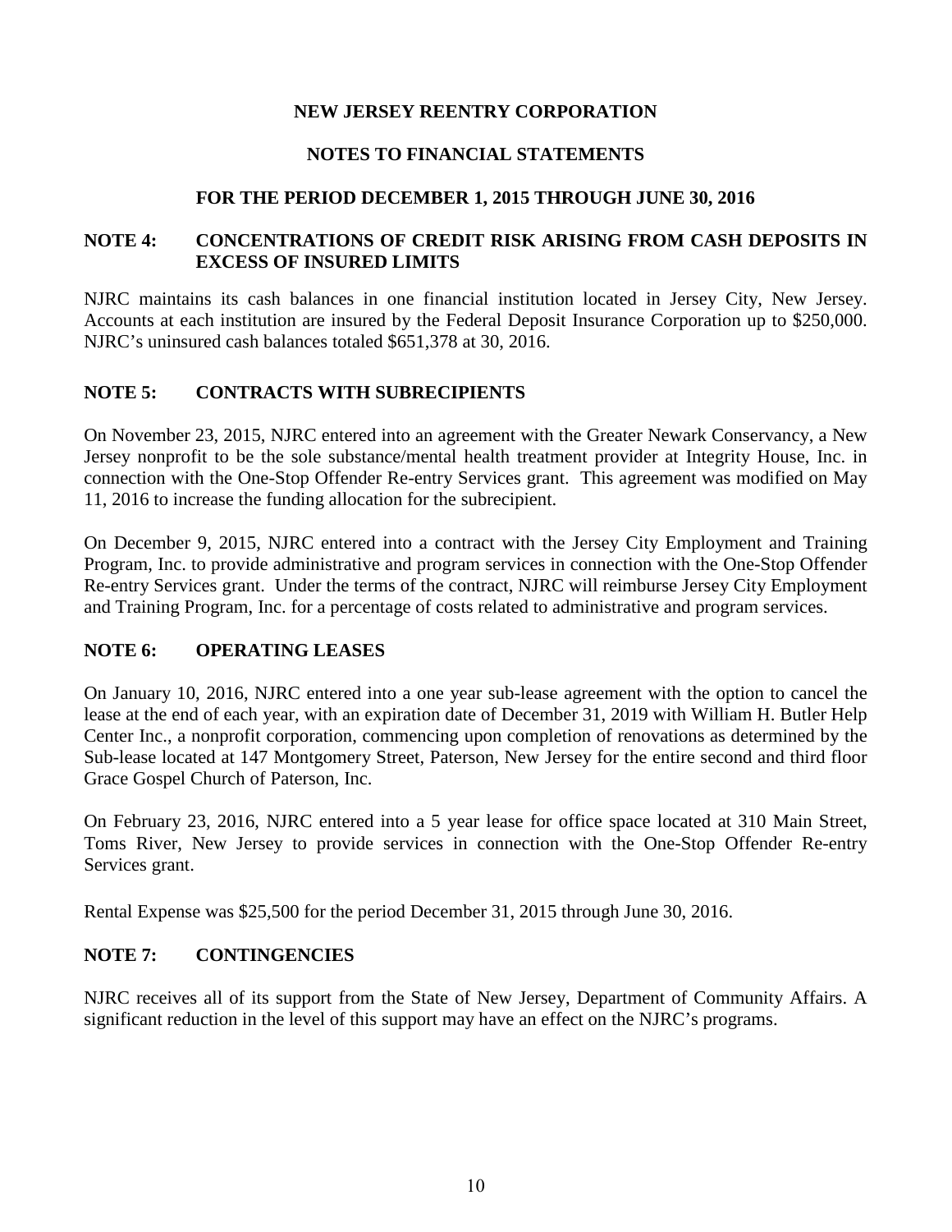**NEW JERSEY REENTRY CORPORATION**

**NOTES TO FINANCIAL STATEMENTS**

**FOR THE PERIOD DECEMBER 1, 2015 THROUGH JUNE 30, 2016**

## NOTE 4: CONCENTRATIONS OF CREDIT RISK ARISING FROM CASH DEPOSITS IN EXCESS OF INSURED LIMITS

NJRC maintains its cash balances in one financial institution located in Jersey City, New Jersey. Accounts at each institution are insured by the Federal Deposit Insurance Corporation up to \$250,000. NJRC's uninsured cash balances totaled \$651,378 at 30, 2016.

## NOTE 5: CONTRACTS WITH SUBRECIPIENTS

On November 23, 2015, NJRC entered into an agreement with the Greater Newark Conservancy, a New Jersey nonprofit to be the sole substance/mental health treatment provider at Integrity House, Inc. in connection with the One-Stop Offender Re-entry Services grant. This agreement was modified on May 11, 2016 to increase the funding allocation for the subrecipient.

On December 9, 2015, NJRC entered into a contract with the Jersey City Employment and Training Program, Inc. to provide administrative and program services in connection with the One-Stop Offender Re-entry Services grant. Under the terms of the contract, NJRC will reimburse Jersey City Employment and Training Program, Inc. for a percentage of costs related to administrative and program services.

## NOTE 6: OPERATING LEASES

On January 10, 2016, NJRC entered into a one year sub-lease agreement with the option to cancel the lease at the end of each year, with an expiration date of December 31, 2019 with William H. Butler Help Center Inc., a nonprofit corporation, commencing upon completion of renovations as determined by the Sub-lease located at 147 Montgomery Street, Paterson, New Jersey for the entire second and third floor Grace Gospel Church of Paterson, Inc.

On February 23, 2016, NJRC entered into a 5 year lease for office space located at 310 Main Street, Toms River, New Jersey to provide services in connection with the One-Stop Offender Re-entry Services grant.

Rental Expense was \$25,500 for the period December 31, 2015 through June 30, 2016.

## NOTE 7: CONTINGENCIES

NJRC receives all of its support from the State of New Jersey, Department of Community Affairs. A significant reduction in the level of this support may have an effect on the NJRC's programs.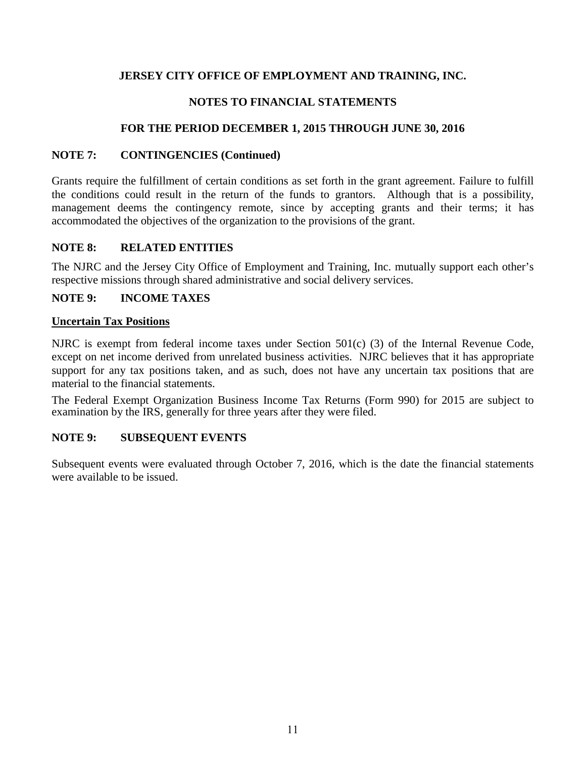**JERSEY CITY OFFICE OF EMPLOYMENT AND TRAINING, INC.**

**NOTES TO FINANCIAL STATEMENTS**

**FOR THE PERIOD DECEMBER 1, 2015 THROUGH JUNE 30, 2016**

## NOTE 7: CONTINGENCIES (Continued)

Grants require the fulfillment of certain conditions as set forth in the grant agreement. Failure to fulfill the conditions could result in the return of the funds to grantors. Although that is a possibility, management deems the contingency remote, since by accepting grants and their terms; it has accommodated the objectives of the organization to the provisions of the grant.

## NOTE 8: RELATED ENTITIES

The NJRC and the Jersey City Office of Employment and Training, Inc. mutually support each other's respective missions through shared administrative and social delivery services.

## NOTE 9: INCOME TAXES

**Uncertain Tax Positions**

NJRC is exempt from federal income taxes under Section 501(c) (3) of the Internal Revenue Code, except on net income derived from unrelated business activities. NJRC believes that it has appropriate support for any tax positions taken, and as such, does not have any uncertain tax positions that are material to the financial statements.

The Federal Exempt Organization Business Income Tax Returns (Form 990) for 2015 are subject to examination by the IRS, generally for three years after they were filed.

## NOTE 9: SUBSEQUENT EVENTS

Subsequent events were evaluated through October 7, 2016, which is the date the financial statements were available to be issued.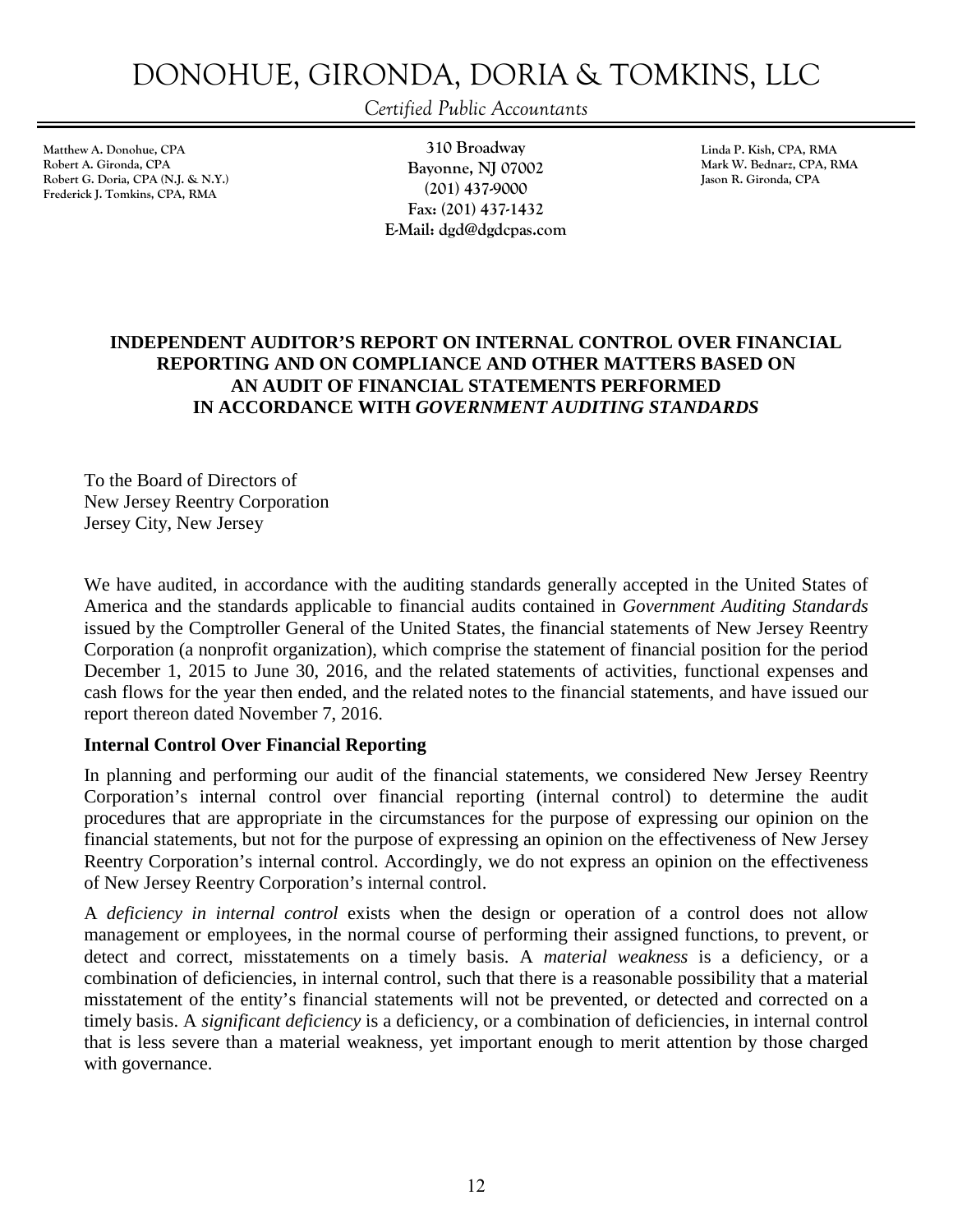# DONOHUE, GIRONDA, DORIA & TOMKINS, LLC

*Certified Public Accountants*

Matthew A. Donohue, CPA
Robert A. Gironda, CPA
Robert G. Doria, CPA (N.J. & N.Y.)
Frederick J. Tomkins, CPA, RMA

310 Broadway
Bayonne, NJ 07002
(201) 437-9000
Fax: (201) 437-1432
E-Mail: dgd@dgdcpas.com

Linda P. Kish, CPA, RMA
Mark W. Bednarz, CPA, RMA
Jason R. Gironda, CPA

## INDEPENDENT AUDITOR'S REPORT ON INTERNAL CONTROL OVER FINANCIAL REPORTING AND ON COMPLIANCE AND OTHER MATTERS BASED ON AN AUDIT OF FINANCIAL STATEMENTS PERFORMED IN ACCORDANCE WITH *GOVERNMENT AUDITING STANDARDS*

To the Board of Directors of
New Jersey Reentry Corporation
Jersey City, New Jersey

We have audited, in accordance with the auditing standards generally accepted in the United States of America and the standards applicable to financial audits contained in *Government Auditing Standards* issued by the Comptroller General of the United States, the financial statements of New Jersey Reentry Corporation (a nonprofit organization), which comprise the statement of financial position for the period December 1, 2015 to June 30, 2016, and the related statements of activities, functional expenses and cash flows for the year then ended, and the related notes to the financial statements, and have issued our report thereon dated November 7, 2016.

**Internal Control Over Financial Reporting**

In planning and performing our audit of the financial statements, we considered New Jersey Reentry Corporation's internal control over financial reporting (internal control) to determine the audit procedures that are appropriate in the circumstances for the purpose of expressing our opinion on the financial statements, but not for the purpose of expressing an opinion on the effectiveness of New Jersey Reentry Corporation's internal control. Accordingly, we do not express an opinion on the effectiveness of New Jersey Reentry Corporation's internal control.

A *deficiency in internal control* exists when the design or operation of a control does not allow management or employees, in the normal course of performing their assigned functions, to prevent, or detect and correct, misstatements on a timely basis. A *material weakness* is a deficiency, or a combination of deficiencies, in internal control, such that there is a reasonable possibility that a material misstatement of the entity's financial statements will not be prevented, or detected and corrected on a timely basis. A *significant deficiency* is a deficiency, or a combination of deficiencies, in internal control that is less severe than a material weakness, yet important enough to merit attention by those charged with governance.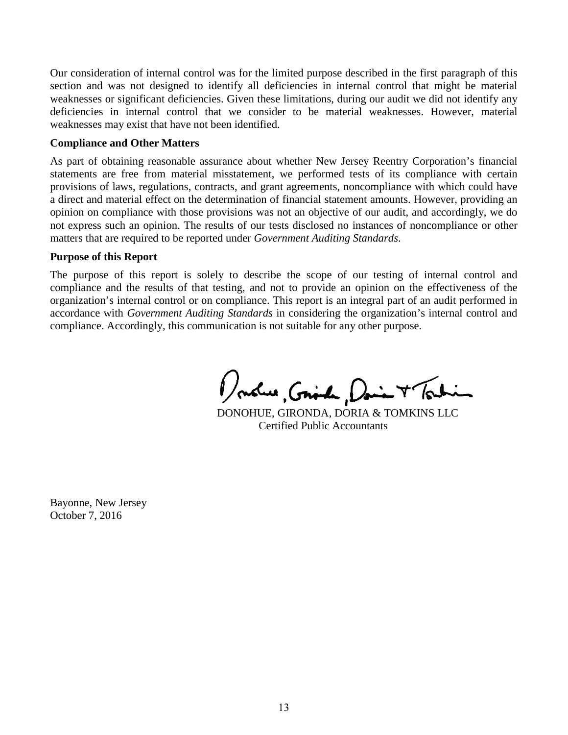Our consideration of internal control was for the limited purpose described in the first paragraph of this section and was not designed to identify all deficiencies in internal control that might be material weaknesses or significant deficiencies. Given these limitations, during our audit we did not identify any deficiencies in internal control that we consider to be material weaknesses. However, material weaknesses may exist that have not been identified.

**Compliance and Other Matters**

As part of obtaining reasonable assurance about whether New Jersey Reentry Corporation's financial statements are free from material misstatement, we performed tests of its compliance with certain provisions of laws, regulations, contracts, and grant agreements, noncompliance with which could have a direct and material effect on the determination of financial statement amounts. However, providing an opinion on compliance with those provisions was not an objective of our audit, and accordingly, we do not express such an opinion. The results of our tests disclosed no instances of noncompliance or other matters that are required to be reported under *Government Auditing Standards*.

**Purpose of this Report**

The purpose of this report is solely to describe the scope of our testing of internal control and compliance and the results of that testing, and not to provide an opinion on the effectiveness of the organization's internal control or on compliance. This report is an integral part of an audit performed in accordance with *Government Auditing Standards* in considering the organization's internal control and compliance. Accordingly, this communication is not suitable for any other purpose.

DONOHUE, GIRONDA, DORIA & TOMKINS LLC
Certified Public Accountants

Bayonne, New Jersey
October 7, 2016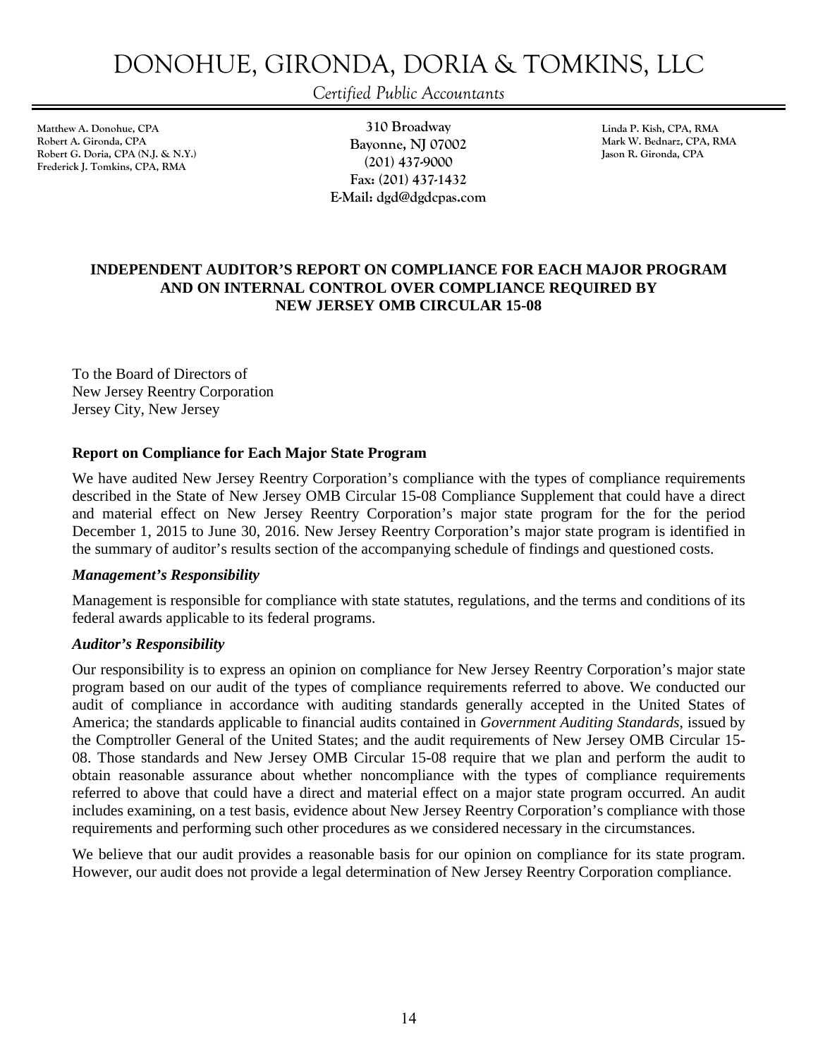# DONOHUE, GIRONDA, DORIA & TOMKINS, LLC

*Certified Public Accountants*

Matthew A. Donohue, CPA
Robert A. Gironda, CPA
Robert G. Doria, CPA (N.J. & N.Y.)
Frederick J. Tomkins, CPA, RMA

310 Broadway
Bayonne, NJ 07002
(201) 437-9000
Fax: (201) 437-1432
E-Mail: dgd@dgdcpas.com

Linda P. Kish, CPA, RMA
Mark W. Bednarz, CPA, RMA
Jason R. Gironda, CPA

## INDEPENDENT AUDITOR'S REPORT ON COMPLIANCE FOR EACH MAJOR PROGRAM AND ON INTERNAL CONTROL OVER COMPLIANCE REQUIRED BY NEW JERSEY OMB CIRCULAR 15-08

To the Board of Directors of
New Jersey Reentry Corporation
Jersey City, New Jersey

### Report on Compliance for Each Major State Program

We have audited New Jersey Reentry Corporation's compliance with the types of compliance requirements described in the State of New Jersey OMB Circular 15-08 Compliance Supplement that could have a direct and material effect on New Jersey Reentry Corporation's major state program for the for the period December 1, 2015 to June 30, 2016. New Jersey Reentry Corporation's major state program is identified in the summary of auditor's results section of the accompanying schedule of findings and questioned costs.

#### *Management's Responsibility*

Management is responsible for compliance with state statutes, regulations, and the terms and conditions of its federal awards applicable to its federal programs.

#### *Auditor's Responsibility*

Our responsibility is to express an opinion on compliance for New Jersey Reentry Corporation's major state program based on our audit of the types of compliance requirements referred to above. We conducted our audit of compliance in accordance with auditing standards generally accepted in the United States of America; the standards applicable to financial audits contained in *Government Auditing Standards*, issued by the Comptroller General of the United States; and the audit requirements of New Jersey OMB Circular 15-08. Those standards and New Jersey OMB Circular 15-08 require that we plan and perform the audit to obtain reasonable assurance about whether noncompliance with the types of compliance requirements referred to above that could have a direct and material effect on a major state program occurred. An audit includes examining, on a test basis, evidence about New Jersey Reentry Corporation's compliance with those requirements and performing such other procedures as we considered necessary in the circumstances.

We believe that our audit provides a reasonable basis for our opinion on compliance for its state program. However, our audit does not provide a legal determination of New Jersey Reentry Corporation compliance.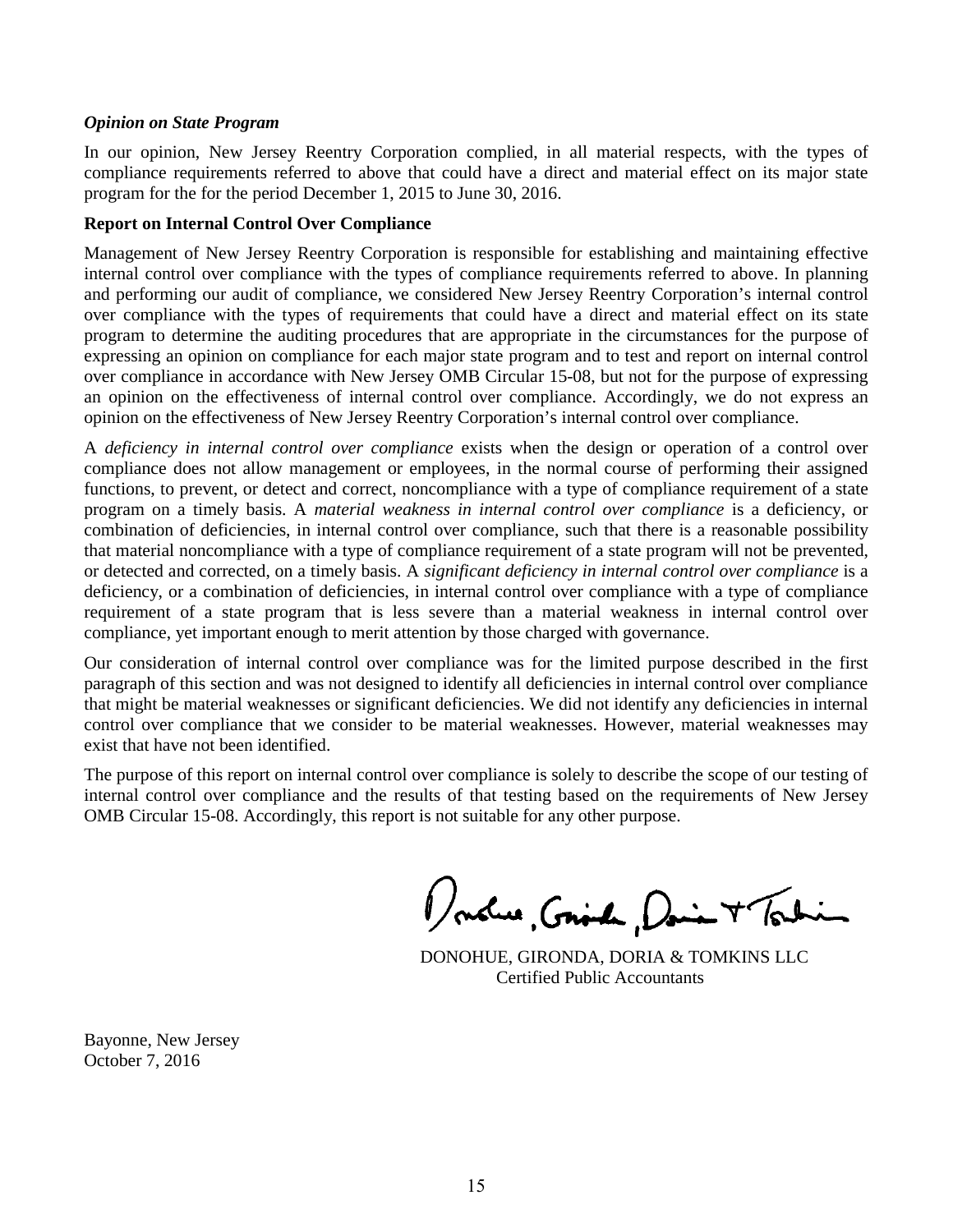### *Opinion on State Program*

In our opinion, New Jersey Reentry Corporation complied, in all material respects, with the types of compliance requirements referred to above that could have a direct and material effect on its major state program for the for the period December 1, 2015 to June 30, 2016.

**Report on Internal Control Over Compliance**

Management of New Jersey Reentry Corporation is responsible for establishing and maintaining effective internal control over compliance with the types of compliance requirements referred to above. In planning and performing our audit of compliance, we considered New Jersey Reentry Corporation's internal control over compliance with the types of requirements that could have a direct and material effect on its state program to determine the auditing procedures that are appropriate in the circumstances for the purpose of expressing an opinion on compliance for each major state program and to test and report on internal control over compliance in accordance with New Jersey OMB Circular 15-08, but not for the purpose of expressing an opinion on the effectiveness of internal control over compliance. Accordingly, we do not express an opinion on the effectiveness of New Jersey Reentry Corporation's internal control over compliance.

A *deficiency in internal control over compliance* exists when the design or operation of a control over compliance does not allow management or employees, in the normal course of performing their assigned functions, to prevent, or detect and correct, noncompliance with a type of compliance requirement of a state program on a timely basis. A *material weakness in internal control over compliance* is a deficiency, or combination of deficiencies, in internal control over compliance, such that there is a reasonable possibility that material noncompliance with a type of compliance requirement of a state program will not be prevented, or detected and corrected, on a timely basis. A *significant deficiency in internal control over compliance* is a deficiency, or a combination of deficiencies, in internal control over compliance with a type of compliance requirement of a state program that is less severe than a material weakness in internal control over compliance, yet important enough to merit attention by those charged with governance.

Our consideration of internal control over compliance was for the limited purpose described in the first paragraph of this section and was not designed to identify all deficiencies in internal control over compliance that might be material weaknesses or significant deficiencies. We did not identify any deficiencies in internal control over compliance that we consider to be material weaknesses. However, material weaknesses may exist that have not been identified.

The purpose of this report on internal control over compliance is solely to describe the scope of our testing of internal control over compliance and the results of that testing based on the requirements of New Jersey OMB Circular 15-08. Accordingly, this report is not suitable for any other purpose.

DONOHUE, GIRONDA, DORIA & TOMKINS LLC
Certified Public Accountants

Bayonne, New Jersey
October 7, 2016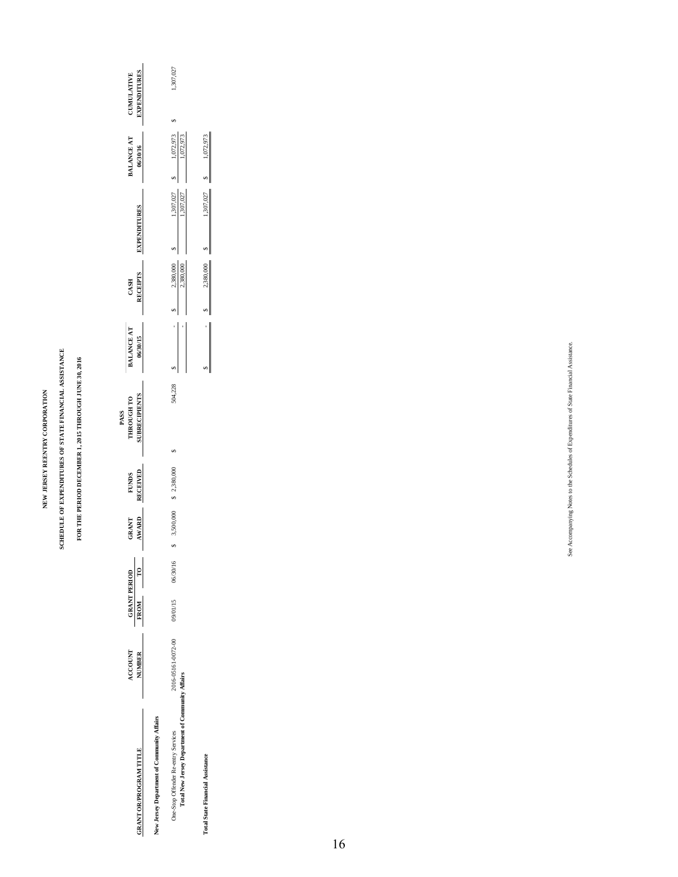# NEW JERSEY REENTRY CORPORATION

## SCHEDULE OF EXPENDITURES OF STATE FINANCIAL ASSISTANCE

### FOR THE PERIOD DECEMBER 1, 2015 THROUGH JUNE 30, 2016

| GRANTOR/PROGRAM TITLE | ACCOUNT NUMBER | GRANT PERIOD FROM | GRANT PERIOD TO | GRANT AWARD | FUNDS RECEIVED | PASS THROUGH TO SUBRECIPIENTS | BALANCE AT 06/30/15 | CASH RECEIPTS | EXPENDITURES | BALANCE AT 06/30/16 | CUMULATIVE EXPENDITURES |
|---|---|---|---|---|---|---|---|---|---|---|---|
| **New Jersey Department of Community Affairs** | | | | | | | | | | | |
| One-Stop Offender Re-entry Services | 2016-05161-0072-00 | 09/01/15 | 06/30/16 | $ 3,500,000 | $ 2,380,000 | $ 504,228 | $ - | $ 2,380,000 | $ 1,307,027 | $ 1,072,973 | $ 1,307,027 |
| **Total New Jersey Department of Community Affairs** | | | | | | | - | 2,380,000 | 1,307,027 | 1,072,973 | |
| **Total State Financial Assistance** | | | | | | | $ - | $ 2,380,000 | $ 1,307,027 | $ 1,072,973 | |

See Accompanying Notes to the Schedules of Expenditures of State Financial Assistance.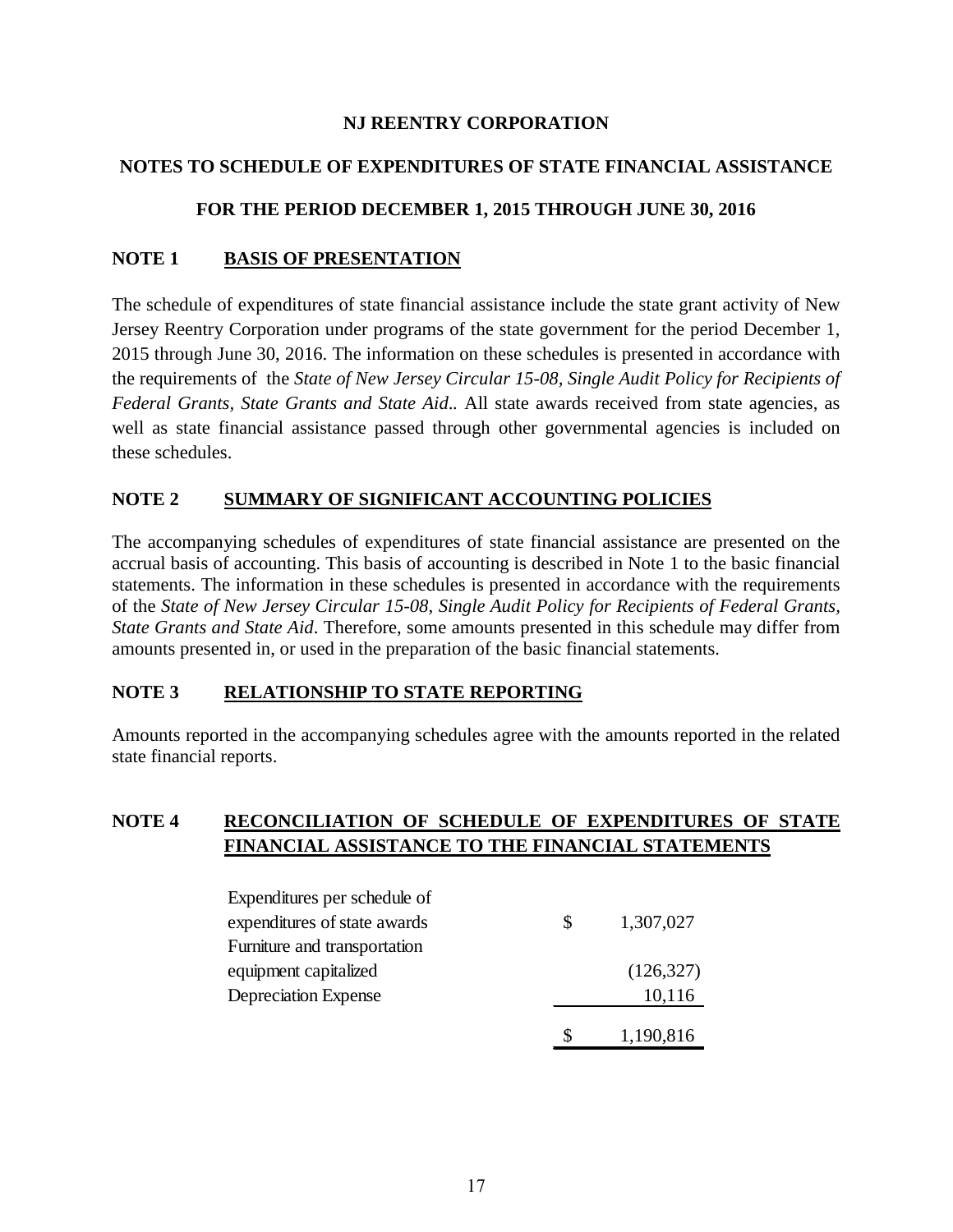# NJ REENTRY CORPORATION

## NOTES TO SCHEDULE OF EXPENDITURES OF STATE FINANCIAL ASSISTANCE

## FOR THE PERIOD DECEMBER 1, 2015 THROUGH JUNE 30, 2016

### NOTE 1 BASIS OF PRESENTATION

The schedule of expenditures of state financial assistance include the state grant activity of New Jersey Reentry Corporation under programs of the state government for the period December 1, 2015 through June 30, 2016. The information on these schedules is presented in accordance with the requirements of the *State of New Jersey Circular 15-08, Single Audit Policy for Recipients of Federal Grants, State Grants and State Aid.*. All state awards received from state agencies, as well as state financial assistance passed through other governmental agencies is included on these schedules.

### NOTE 2 SUMMARY OF SIGNIFICANT ACCOUNTING POLICIES

The accompanying schedules of expenditures of state financial assistance are presented on the accrual basis of accounting. This basis of accounting is described in Note 1 to the basic financial statements. The information in these schedules is presented in accordance with the requirements of the *State of New Jersey Circular 15-08, Single Audit Policy for Recipients of Federal Grants, State Grants and State Aid*. Therefore, some amounts presented in this schedule may differ from amounts presented in, or used in the preparation of the basic financial statements.

### NOTE 3 RELATIONSHIP TO STATE REPORTING

Amounts reported in the accompanying schedules agree with the amounts reported in the related state financial reports.

### NOTE 4 RECONCILIATION OF SCHEDULE OF EXPENDITURES OF STATE FINANCIAL ASSISTANCE TO THE FINANCIAL STATEMENTS

| | | |
|---|---|---|
| Expenditures per schedule of expenditures of state awards | $ | 1,307,027 |
| Furniture and transportation equipment capitalized | | (126,327) |
| Depreciation Expense | | 10,116 |
| | $ | 1,190,816 |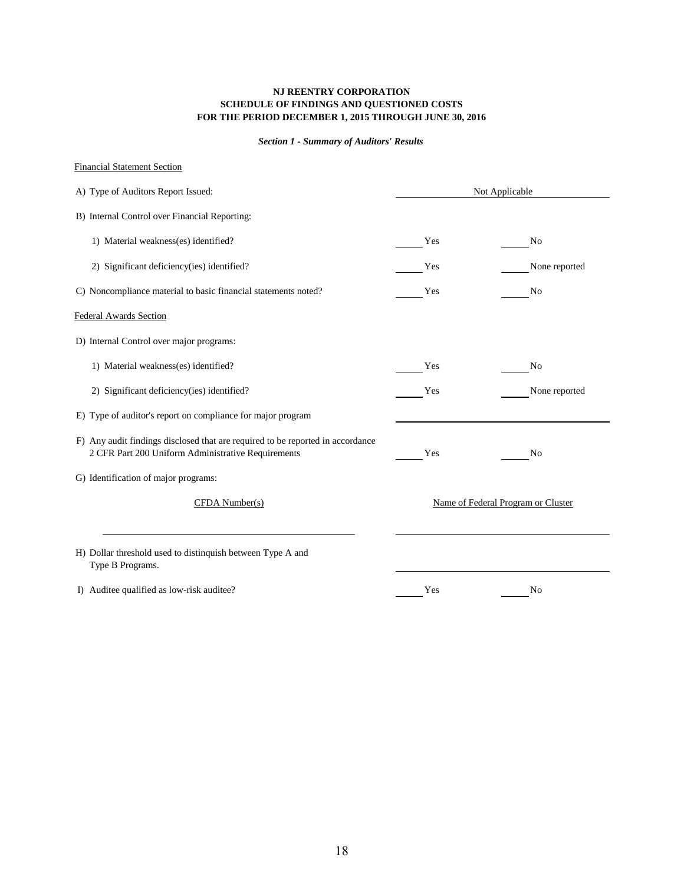**NJ REENTRY CORPORATION**
**SCHEDULE OF FINDINGS AND QUESTIONED COSTS**
**FOR THE PERIOD DECEMBER 1, 2015 THROUGH JUNE 30, 2016**

***Section 1 - Summary of Auditors' Results***

Financial Statement Section

| | | |
|---|---|---|
| A) Type of Auditors Report Issued: | Not Applicable | |
| B) Internal Control over Financial Reporting: | | |
| 1) Material weakness(es) identified? | ____ Yes | ____ No |
| 2) Significant deficiency(ies) identified? | ____ Yes | ____ None reported |
| C) Noncompliance material to basic financial statements noted? | ____ Yes | ____ No |

Federal Awards Section

| | | |
|---|---|---|
| D) Internal Control over major programs: | | |
| 1) Material weakness(es) identified? | ____ Yes | ____ No |
| 2) Significant deficiency(ies) identified? | ____ Yes | ____ None reported |
| E) Type of auditor's report on compliance for major program | ____________ | |
| F) Any audit findings disclosed that are required to be reported in accordance 2 CFR Part 200 Uniform Administrative Requirements | ____ Yes | ____ No |
| G) Identification of major programs: | | |

| CFDA Number(s) | Name of Federal Program or Cluster |
|---|---|
| ____________ | ____________ |

| | | |
|---|---|---|
| H) Dollar threshold used to distinquish between Type A and Type B Programs. | ____________ | |
| I) Auditee qualified as low-risk auditee? | ____ Yes | ____ No |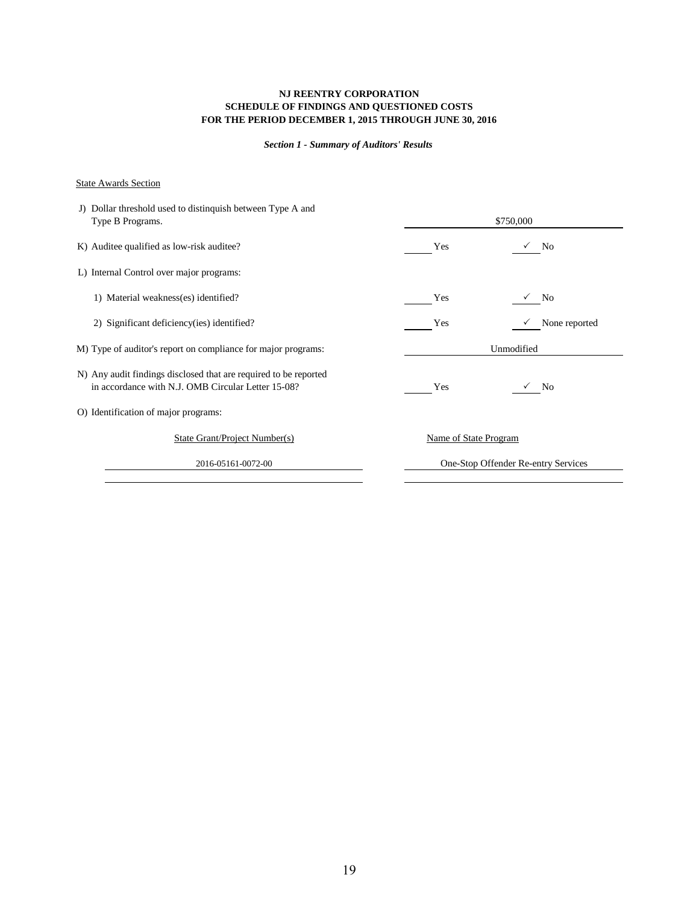**NJ REENTRY CORPORATION**
**SCHEDULE OF FINDINGS AND QUESTIONED COSTS**
**FOR THE PERIOD DECEMBER 1, 2015 THROUGH JUNE 30, 2016**

***Section 1 - Summary of Auditors' Results***

State Awards Section

| | | |
|---|---|---|
| J) Dollar threshold used to distinquish between Type A and Type B Programs. | $750,000 | |
| K) Auditee qualified as low-risk auditee? | ___ Yes | ✓ No |
| L) Internal Control over major programs: | | |
| 1) Material weakness(es) identified? | ___ Yes | ✓ No |
| 2) Significant deficiency(ies) identified? | ___ Yes | ✓ None reported |
| M) Type of auditor's report on compliance for major programs: | Unmodified | |
| N) Any audit findings disclosed that are required to be reported in accordance with N.J. OMB Circular Letter 15-08? | ___ Yes | ✓ No |
| O) Identification of major programs: | | |

| State Grant/Project Number(s) | Name of State Program |
|---|---|
| 2016-05161-0072-00 | One-Stop Offender Re-entry Services |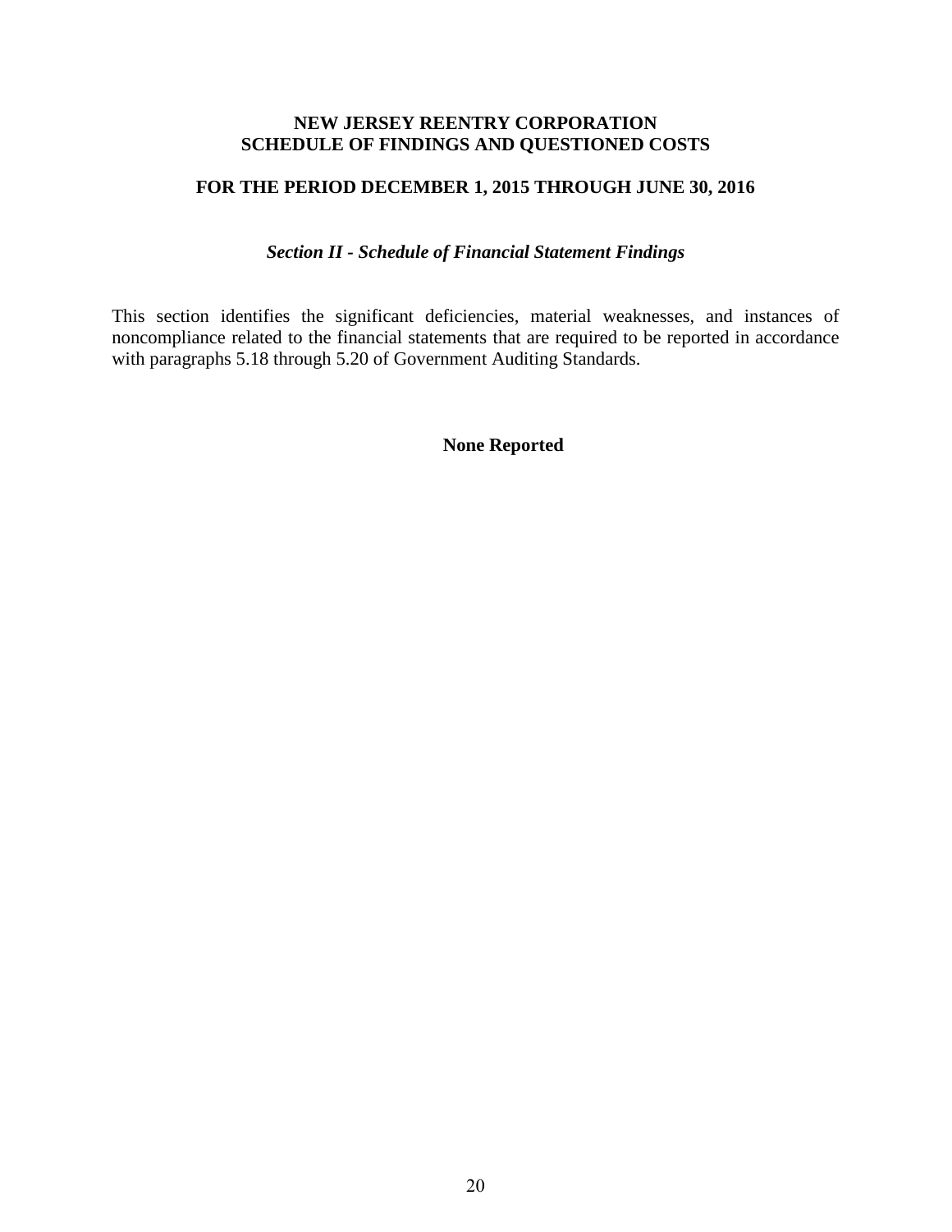# NEW JERSEY REENTRY CORPORATION
# SCHEDULE OF FINDINGS AND QUESTIONED COSTS

## FOR THE PERIOD DECEMBER 1, 2015 THROUGH JUNE 30, 2016

### *Section II - Schedule of Financial Statement Findings*

This section identifies the significant deficiencies, material weaknesses, and instances of noncompliance related to the financial statements that are required to be reported in accordance with paragraphs 5.18 through 5.20 of Government Auditing Standards.

**None Reported**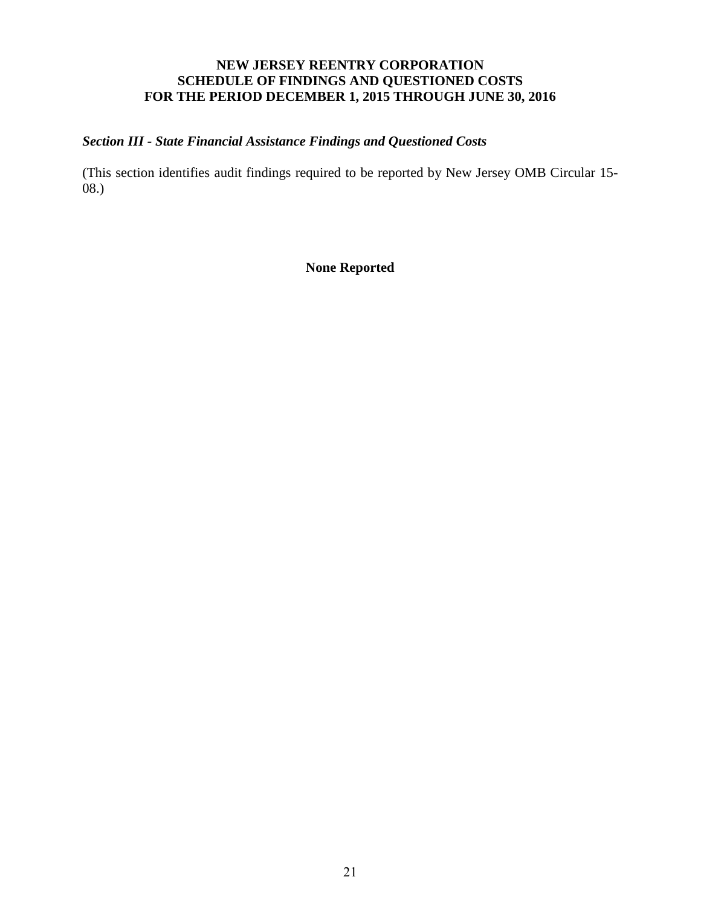**NEW JERSEY REENTRY CORPORATION**
**SCHEDULE OF FINDINGS AND QUESTIONED COSTS**
**FOR THE PERIOD DECEMBER 1, 2015 THROUGH JUNE 30, 2016**

***Section III - State Financial Assistance Findings and Questioned Costs***

(This section identifies audit findings required to be reported by New Jersey OMB Circular 15-08.)

**None Reported**